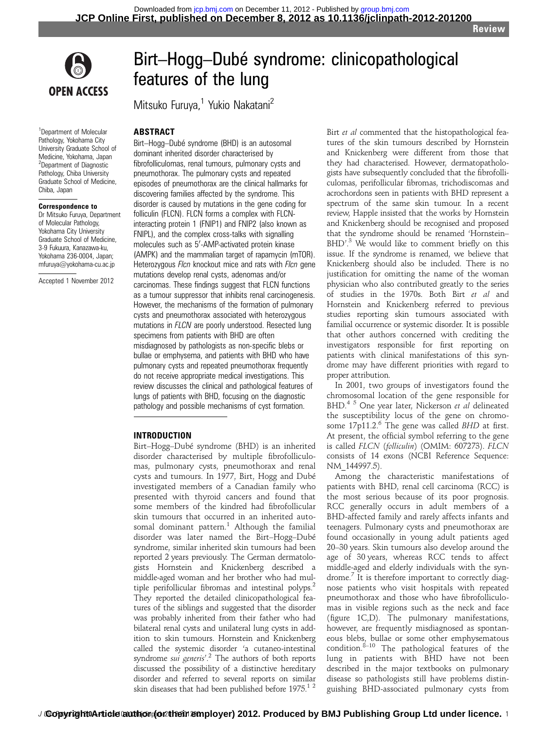Review

# Birt–Hogg–Dubé syndrome: clinicopathological features of the lung

Mitsuko Furuya,[1] Yukio Nakatani[2]

[1]Department of Molecular Pathology, Yokohama City University Graduate School of Medicine, Yokohama, Japan
[2]Department of Diagnostic Pathology, Chiba University Graduate School of Medicine, Chiba, Japan

**Correspondence to**
Dr Mitsuko Furuya, Department of Molecular Pathology, Yokohama City University Graduate School of Medicine, 3-9 Fukuura, Kanazawa-ku, Yokohama 236-0004, Japan; mfuruya@yokohama-cu.ac.jp

Accepted 1 November 2012

## ABSTRACT

Birt–Hogg–Dubé syndrome (BHD) is an autosomal dominant inherited disorder characterised by fibrofolliculomas, renal tumours, pulmonary cysts and pneumothorax. The pulmonary cysts and repeated episodes of pneumothorax are the clinical hallmarks for discovering families affected by the syndrome. This disorder is caused by mutations in the gene coding for folliculin (FLCN). FLCN forms a complex with FLCN-interacting protein 1 (FNIP1) and FNIP2 (also known as FNIPL), and the complex cross-talks with signalling molecules such as 5′-AMP-activated protein kinase (AMPK) and the mammalian target of rapamycin (mTOR). Heterozygous *Flcn* knockout mice and rats with *Flcn* gene mutations develop renal cysts, adenomas and/or carcinomas. These findings suggest that FLCN functions as a tumour suppressor that inhibits renal carcinogenesis. However, the mechanisms of the formation of pulmonary cysts and pneumothorax associated with heterozygous mutations in *FLCN* are poorly understood. Resected lung specimens from patients with BHD are often misdiagnosed by pathologists as non-specific blebs or bullae or emphysema, and patients with BHD who have pulmonary cysts and repeated pneumothorax frequently do not receive appropriate medical investigations. This review discusses the clinical and pathological features of lungs of patients with BHD, focusing on the diagnostic pathology and possible mechanisms of cyst formation.

## INTRODUCTION

Birt–Hogg–Dubé syndrome (BHD) is an inherited disorder characterised by multiple fibrofolliculomas, pulmonary cysts, pneumothorax and renal cysts and tumours. In 1977, Birt, Hogg and Dubé investigated members of a Canadian family who presented with thyroid cancers and found that some members of the kindred had fibrofollicular skin tumours that occurred in an inherited autosomal dominant pattern.[1] Although the familial disorder was later named the Birt–Hogg–Dubé syndrome, similar inherited skin tumours had been reported 2 years previously. The German dermatologists Hornstein and Knickenberg described a middle-aged woman and her brother who had multiple perifollicular fibromas and intestinal polyps.[2] They reported the detailed clinicopathological features of the siblings and suggested that the disorder was probably inherited from their father who had bilateral renal cysts and unilateral lung cysts in addition to skin tumours. Hornstein and Knickenberg called the systemic disorder 'a cutaneo-intestinal syndrome *sui generis*'.[2] The authors of both reports discussed the possibility of a distinctive hereditary disorder and referred to several reports on similar skin diseases that had been published before 1975.[1 2]

Birt *et al* commented that the histopathological features of the skin tumours described by Hornstein and Knickenberg were different from those that they had characterised. However, dermatopathologists have subsequently concluded that the fibrofolliculomas, perifollicular fibromas, trichodiscomas and acrochordons seen in patients with BHD represent a spectrum of the same skin tumour. In a recent review, Happle insisted that the works by Hornstein and Knickenberg should be recognised and proposed that the syndrome should be renamed 'Hornstein–BHD'.[3] We would like to comment briefly on this issue. If the syndrome is renamed, we believe that Knickenberg should also be included. There is no justification for omitting the name of the woman physician who also contributed greatly to the series of studies in the 1970s. Both Birt *et al* and Hornstein and Knickenberg referred to previous studies reporting skin tumours associated with familial occurrence or systemic disorder. It is possible that other authors concerned with crediting the investigators responsible for first reporting on patients with clinical manifestations of this syndrome may have different priorities with regard to proper attribution.

In 2001, two groups of investigators found the chromosomal location of the gene responsible for BHD.[4 5] One year later, Nickerson *et al* delineated the susceptibility locus of the gene on chromosome 17p11.2.[6] The gene was called *BHD* at first. At present, the official symbol referring to the gene is called *FLCN* (*folliculin*) (OMIM: 607273). *FLCN* consists of 14 exons (NCBI Reference Sequence: NM_144997.5).

Among the characteristic manifestations of patients with BHD, renal cell carcinoma (RCC) is the most serious because of its poor prognosis. RCC generally occurs in adult members of a BHD-affected family and rarely affects infants and teenagers. Pulmonary cysts and pneumothorax are found occasionally in young adult patients aged 20–30 years. Skin tumours also develop around the age of 30 years, whereas RCC tends to affect middle-aged and elderly individuals with the syndrome.[7] It is therefore important to correctly diagnose patients who visit hospitals with repeated pneumothorax and those who have fibrofolliculomas in visible regions such as the neck and face (figure 1C,D). The pulmonary manifestations, however, are frequently misdiagnosed as spontaneous blebs, bullae or some other emphysematous condition.[8–10] The pathological features of the lung in patients with BHD have not been described in the major textbooks on pulmonary disease so pathologists still have problems distinguishing BHD-associated pulmonary cysts from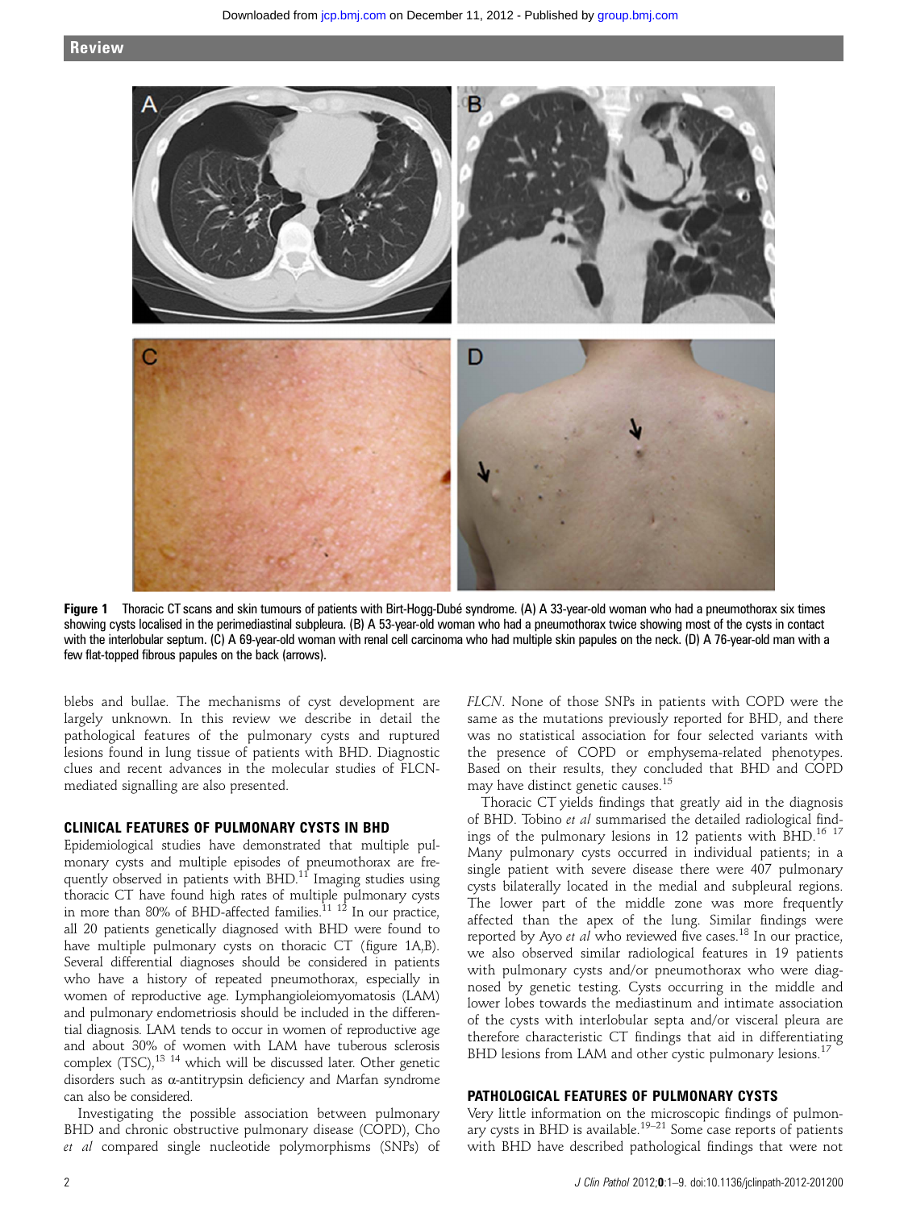**Figure 1** Thoracic CT scans and skin tumours of patients with Birt-Hogg-Dubé syndrome. (A) A 33-year-old woman who had a pneumothorax six times showing cysts localised in the perimediastinal subpleura. (B) A 53-year-old woman who had a pneumothorax twice showing most of the cysts in contact with the interlobular septum. (C) A 69-year-old woman with renal cell carcinoma who had multiple skin papules on the neck. (D) A 76-year-old man with a few flat-topped fibrous papules on the back (arrows).

blebs and bullae. The mechanisms of cyst development are largely unknown. In this review we describe in detail the pathological features of the pulmonary cysts and ruptured lesions found in lung tissue of patients with BHD. Diagnostic clues and recent advances in the molecular studies of FLCN-mediated signalling are also presented.

## CLINICAL FEATURES OF PULMONARY CYSTS IN BHD

Epidemiological studies have demonstrated that multiple pulmonary cysts and multiple episodes of pneumothorax are frequently observed in patients with BHD.[11] Imaging studies using thoracic CT have found high rates of multiple pulmonary cysts in more than 80% of BHD-affected families.[11 12] In our practice, all 20 patients genetically diagnosed with BHD were found to have multiple pulmonary cysts on thoracic CT (figure 1A,B). Several differential diagnoses should be considered in patients who have a history of repeated pneumothorax, especially in women of reproductive age. Lymphangioleiomyomatosis (LAM) and pulmonary endometriosis should be included in the differential diagnosis. LAM tends to occur in women of reproductive age and about 30% of women with LAM have tuberous sclerosis complex (TSC),[13 14] which will be discussed later. Other genetic disorders such as α-antitrypsin deficiency and Marfan syndrome can also be considered.

Investigating the possible association between pulmonary BHD and chronic obstructive pulmonary disease (COPD), Cho *et al* compared single nucleotide polymorphisms (SNPs) of *FLCN*. None of those SNPs in patients with COPD were the same as the mutations previously reported for BHD, and there was no statistical association for four selected variants with the presence of COPD or emphysema-related phenotypes. Based on their results, they concluded that BHD and COPD may have distinct genetic causes.[15]

Thoracic CT yields findings that greatly aid in the diagnosis of BHD. Tobino *et al* summarised the detailed radiological findings of the pulmonary lesions in 12 patients with BHD.[16 17] Many pulmonary cysts occurred in individual patients; in a single patient with severe disease there were 407 pulmonary cysts bilaterally located in the medial and subpleural regions. The lower part of the middle zone was more frequently affected than the apex of the lung. Similar findings were reported by Ayo *et al* who reviewed five cases.[18] In our practice, we also observed similar radiological features in 19 patients with pulmonary cysts and/or pneumothorax who were diagnosed by genetic testing. Cysts occurring in the middle and lower lobes towards the mediastinum and intimate association of the cysts with interlobular septa and/or visceral pleura are therefore characteristic CT findings that aid in differentiating BHD lesions from LAM and other cystic pulmonary lesions.[17]

## PATHOLOGICAL FEATURES OF PULMONARY CYSTS

Very little information on the microscopic findings of pulmonary cysts in BHD is available.[19–21] Some case reports of patients with BHD have described pathological findings that were not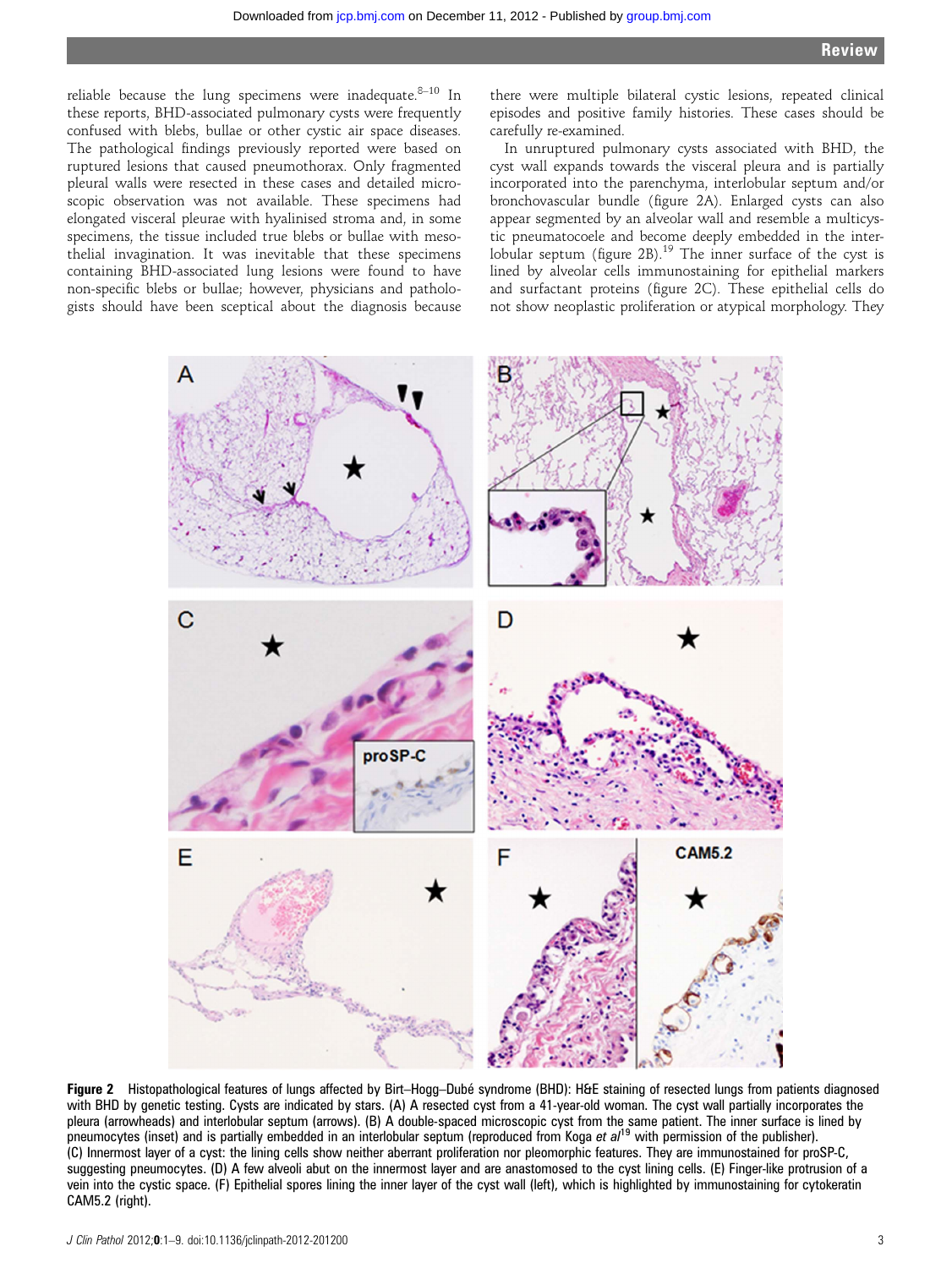reliable because the lung specimens were inadequate.[8–10] In these reports, BHD-associated pulmonary cysts were frequently confused with blebs, bullae or other cystic air space diseases. The pathological findings previously reported were based on ruptured lesions that caused pneumothorax. Only fragmented pleural walls were resected in these cases and detailed microscopic observation was not available. These specimens had elongated visceral pleurae with hyalinised stroma and, in some specimens, the tissue included true blebs or bullae with mesothelial invagination. It was inevitable that these specimens containing BHD-associated lung lesions were found to have non-specific blebs or bullae; however, physicians and pathologists should have been sceptical about the diagnosis because there were multiple bilateral cystic lesions, repeated clinical episodes and positive family histories. These cases should be carefully re-examined.

In unruptured pulmonary cysts associated with BHD, the cyst wall expands towards the visceral pleura and is partially incorporated into the parenchyma, interlobular septum and/or bronchovascular bundle (figure 2A). Enlarged cysts can also appear segmented by an alveolar wall and resemble a multicystic pneumatocoele and become deeply embedded in the interlobular septum (figure 2B).[19] The inner surface of the cyst is lined by alveolar cells immunostaining for epithelial markers and surfactant proteins (figure 2C). These epithelial cells do not show neoplastic proliferation or atypical morphology. They

**Figure 2** Histopathological features of lungs affected by Birt–Hogg–Dubé syndrome (BHD): H&E staining of resected lungs from patients diagnosed with BHD by genetic testing. Cysts are indicated by stars. (A) A resected cyst from a 41-year-old woman. The cyst wall partially incorporates the pleura (arrowheads) and interlobular septum (arrows). (B) A double-spaced microscopic cyst from the same patient. The inner surface is lined by pneumocytes (inset) and is partially embedded in an interlobular septum (reproduced from Koga *et al*[19] with permission of the publisher). (C) Innermost layer of a cyst: the lining cells show neither aberrant proliferation nor pleomorphic features. They are immunostained for proSP-C, suggesting pneumocytes. (D) A few alveoli abut on the innermost layer and are anastomosed to the cyst lining cells. (E) Finger-like protrusion of a vein into the cystic space. (F) Epithelial spores lining the inner layer of the cyst wall (left), which is highlighted by immunostaining for cytokeratin CAM5.2 (right).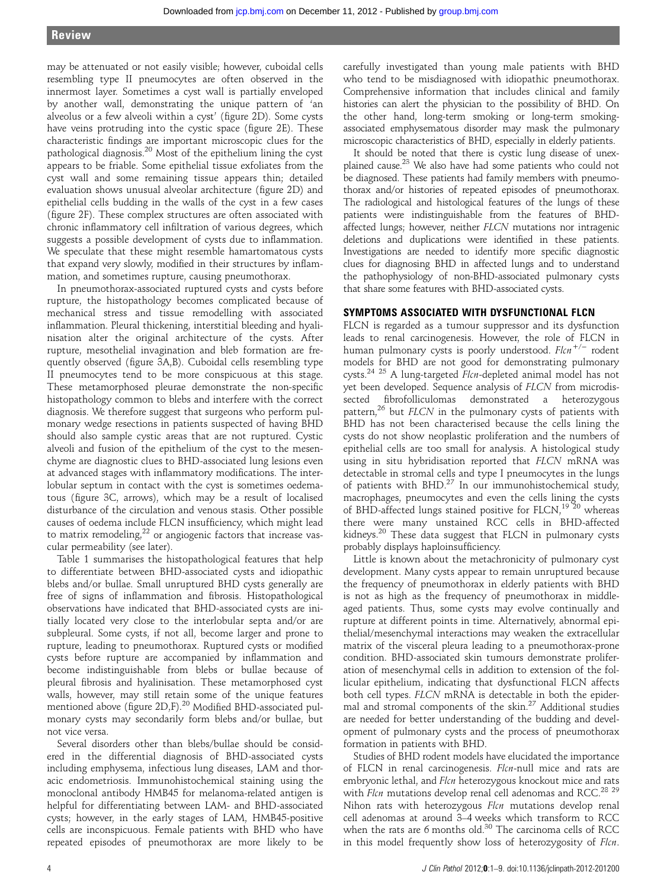may be attenuated or not easily visible; however, cuboidal cells resembling type II pneumocytes are often observed in the innermost layer. Sometimes a cyst wall is partially enveloped by another wall, demonstrating the unique pattern of 'an alveolus or a few alveoli within a cyst' (figure 2D). Some cysts have veins protruding into the cystic space (figure 2E). These characteristic findings are important microscopic clues for the pathological diagnosis.[20] Most of the epithelium lining the cyst appears to be friable. Some epithelial tissue exfoliates from the cyst wall and some remaining tissue appears thin; detailed evaluation shows unusual alveolar architecture (figure 2D) and epithelial cells budding in the walls of the cyst in a few cases (figure 2F). These complex structures are often associated with chronic inflammatory cell infiltration of various degrees, which suggests a possible development of cysts due to inflammation. We speculate that these might resemble hamartomatous cysts that expand very slowly, modified in their structures by inflammation, and sometimes rupture, causing pneumothorax.

In pneumothorax-associated ruptured cysts and cysts before rupture, the histopathology becomes complicated because of mechanical stress and tissue remodelling with associated inflammation. Pleural thickening, interstitial bleeding and hyalinisation alter the original architecture of the cysts. After rupture, mesothelial invagination and bleb formation are frequently observed (figure 3A,B). Cuboidal cells resembling type II pneumocytes tend to be more conspicuous at this stage. These metamorphosed pleurae demonstrate the non-specific histopathology common to blebs and interfere with the correct diagnosis. We therefore suggest that surgeons who perform pulmonary wedge resections in patients suspected of having BHD should also sample cystic areas that are not ruptured. Cystic alveoli and fusion of the epithelium of the cyst to the mesenchyme are diagnostic clues to BHD-associated lung lesions even at advanced stages with inflammatory modifications. The interlobular septum in contact with the cyst is sometimes oedematous (figure 3C, arrows), which may be a result of localised disturbance of the circulation and venous stasis. Other possible causes of oedema include FLCN insufficiency, which might lead to matrix remodeling,[22] or angiogenic factors that increase vascular permeability (see later).

Table 1 summarises the histopathological features that help to differentiate between BHD-associated cysts and idiopathic blebs and/or bullae. Small unruptured BHD cysts generally are free of signs of inflammation and fibrosis. Histopathological observations have indicated that BHD-associated cysts are initially located very close to the interlobular septa and/or are subpleural. Some cysts, if not all, become larger and prone to rupture, leading to pneumothorax. Ruptured cysts or modified cysts before rupture are accompanied by inflammation and become indistinguishable from blebs or bullae because of pleural fibrosis and hyalinisation. These metamorphosed cyst walls, however, may still retain some of the unique features mentioned above (figure 2D,F).[20] Modified BHD-associated pulmonary cysts may secondarily form blebs and/or bullae, but not vice versa.

Several disorders other than blebs/bullae should be considered in the differential diagnosis of BHD-associated cysts including emphysema, infectious lung diseases, LAM and thoracic endometriosis. Immunohistochemical staining using the monoclonal antibody HMB45 for melanoma-related antigen is helpful for differentiating between LAM- and BHD-associated cysts; however, in the early stages of LAM, HMB45-positive cells are inconspicuous. Female patients with BHD who have repeated episodes of pneumothorax are more likely to be carefully investigated than young male patients with BHD who tend to be misdiagnosed with idiopathic pneumothorax. Comprehensive information that includes clinical and family histories can alert the physician to the possibility of BHD. On the other hand, long-term smoking or long-term smoking-associated emphysematous disorder may mask the pulmonary microscopic characteristics of BHD, especially in elderly patients.

It should be noted that there is cystic lung disease of unexplained cause.[23] We also have had some patients who could not be diagnosed. These patients had family members with pneumothorax and/or histories of repeated episodes of pneumothorax. The radiological and histological features of the lungs of these patients were indistinguishable from the features of BHD-affected lungs; however, neither *FLCN* mutations nor intragenic deletions and duplications were identified in these patients. Investigations are needed to identify more specific diagnostic clues for diagnosing BHD in affected lungs and to understand the pathophysiology of non-BHD-associated pulmonary cysts that share some features with BHD-associated cysts.

## SYMPTOMS ASSOCIATED WITH DYSFUNCTIONAL FLCN

FLCN is regarded as a tumour suppressor and its dysfunction leads to renal carcinogenesis. However, the role of FLCN in human pulmonary cysts is poorly understood. *Flcn*$^{+/-}$ rodent models for BHD are not good for demonstrating pulmonary cysts.[24,25] A lung-targeted *Flcn*-depleted animal model has not yet been developed. Sequence analysis of *FLCN* from microdissected fibrofolliculomas demonstrated a heterozygous pattern,[26] but *FLCN* in the pulmonary cysts of patients with BHD has not been characterised because the cells lining the cysts do not show neoplastic proliferation and the numbers of epithelial cells are too small for analysis. A histological study using in situ hybridisation reported that *FLCN* mRNA was detectable in stromal cells and type I pneumocytes in the lungs of patients with BHD.[27] In our immunohistochemical study, macrophages, pneumocytes and even the cells lining the cysts of BHD-affected lungs stained positive for FLCN,[19,20] whereas there were many unstained RCC cells in BHD-affected kidneys.[20] These data suggest that FLCN in pulmonary cysts probably displays haploinsufficiency.

Little is known about the metachronicity of pulmonary cyst development. Many cysts appear to remain unruptured because the frequency of pneumothorax in elderly patients with BHD is not as high as the frequency of pneumothorax in middle-aged patients. Thus, some cysts may evolve continually and rupture at different points in time. Alternatively, abnormal epithelial/mesenchymal interactions may weaken the extracellular matrix of the visceral pleura leading to a pneumothorax-prone condition. BHD-associated skin tumours demonstrate proliferation of mesenchymal cells in addition to extension of the follicular epithelium, indicating that dysfunctional FLCN affects both cell types. *FLCN* mRNA is detectable in both the epidermal and stromal components of the skin.[27] Additional studies are needed for better understanding of the budding and development of pulmonary cysts and the process of pneumothorax formation in patients with BHD.

Studies of BHD rodent models have elucidated the importance of FLCN in renal carcinogenesis. *Flcn*-null mice and rats are embryonic lethal, and *Flcn* heterozygous knockout mice and rats with *Flcn* mutations develop renal cell adenomas and RCC.[28,29] Nihon rats with heterozygous *Flcn* mutations develop renal cell adenomas at around 3–4 weeks which transform to RCC when the rats are 6 months old.[30] The carcinoma cells of RCC in this model frequently show loss of heterozygosity of *Flcn*.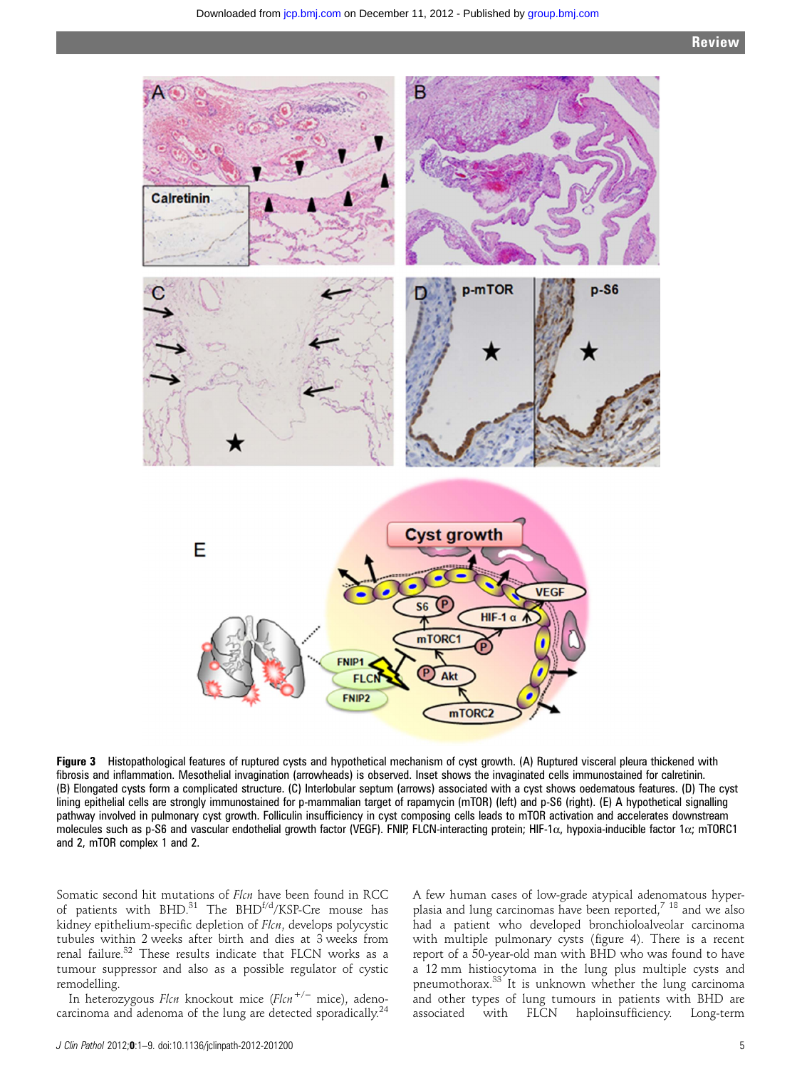**Figure 3** Histopathological features of ruptured cysts and hypothetical mechanism of cyst growth. (A) Ruptured visceral pleura thickened with fibrosis and inflammation. Mesothelial invagination (arrowheads) is observed. Inset shows the invaginated cells immunostained for calretinin. (B) Elongated cysts form a complicated structure. (C) Interlobular septum (arrows) associated with a cyst shows oedematous features. (D) The cyst lining epithelial cells are strongly immunostained for p-mammalian target of rapamycin (mTOR) (left) and p-S6 (right). (E) A hypothetical signalling pathway involved in pulmonary cyst growth. Folliculin insufficiency in cyst composing cells leads to mTOR activation and accelerates downstream molecules such as p-S6 and vascular endothelial growth factor (VEGF). FNIP, FLCN-interacting protein; HIF-1α, hypoxia-inducible factor 1α; mTORC1 and 2, mTOR complex 1 and 2.

Somatic second hit mutations of *Flcn* have been found in RCC of patients with BHD.[31] The BHD$^{f/d}$/KSP-Cre mouse has kidney epithelium-specific depletion of *Flcn*, develops polycystic tubules within 2 weeks after birth and dies at 3 weeks from renal failure.[32] These results indicate that FLCN works as a tumour suppressor and also as a possible regulator of cystic remodelling.

In heterozygous *Flcn* knockout mice (*Flcn*$^{+/-}$ mice), adenocarcinoma and adenoma of the lung are detected sporadically.[24] A few human cases of low-grade atypical adenomatous hyperplasia and lung carcinomas have been reported,[7 18] and we also had a patient who developed bronchioloalveolar carcinoma with multiple pulmonary cysts (figure 4). There is a recent report of a 50-year-old man with BHD who was found to have a 12 mm histiocytoma in the lung plus multiple cysts and pneumothorax.[33] It is unknown whether the lung carcinoma and other types of lung tumours in patients with BHD are associated with FLCN haploinsufficiency. Long-term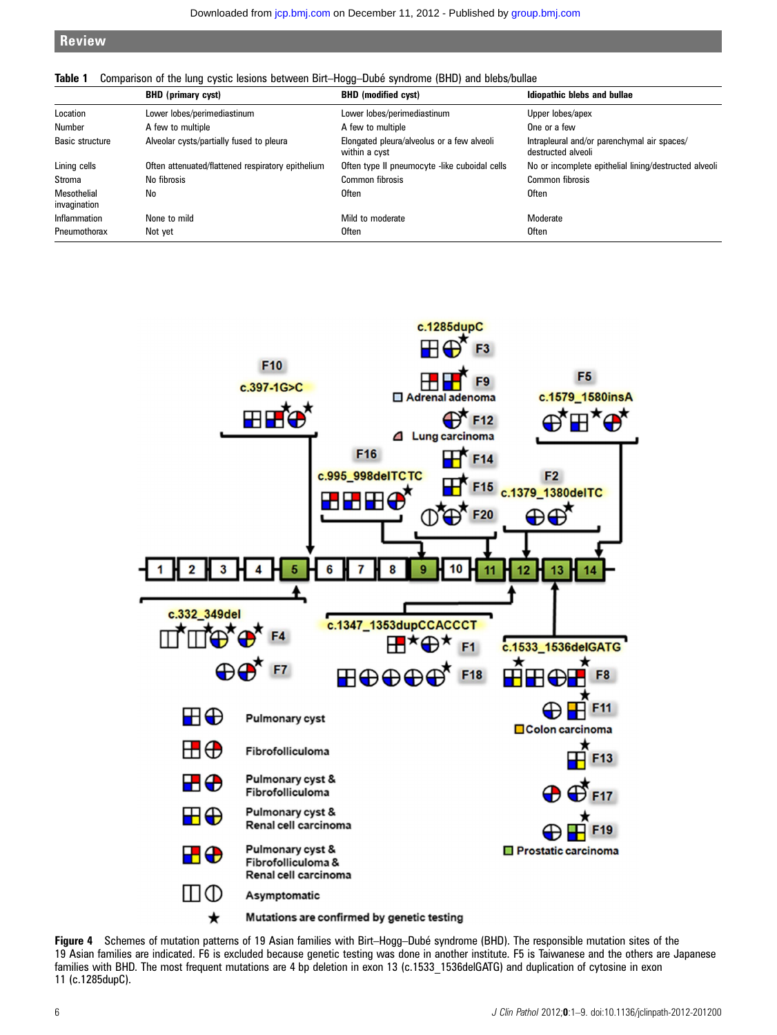**Table 1** Comparison of the lung cystic lesions between Birt–Hogg–Dubé syndrome (BHD) and blebs/bullae

| | BHD (primary cyst) | BHD (modified cyst) | Idiopathic blebs and bullae |
|---|---|---|---|
| Location | Lower lobes/perimediastinum | Lower lobes/perimediastinum | Upper lobes/apex |
| Number | A few to multiple | A few to multiple | One or a few |
| Basic structure | Alveolar cysts/partially fused to pleura | Elongated pleura/alveolus or a few alveoli within a cyst | Intrapleural and/or parenchymal air spaces/destructed alveoli |
| Lining cells | Often attenuated/flattened respiratory epithelium | Often type II pneumocyte -like cuboidal cells | No or incomplete epithelial lining/destructed alveoli |
| Stroma | No fibrosis | Common fibrosis | Common fibrosis |
| Mesothelial invagination | No | Often | Often |
| Inflammation | None to mild | Mild to moderate | Moderate |
| Pneumothorax | Not yet | Often | Often |

**Figure 4** Schemes of mutation patterns of 19 Asian families with Birt–Hogg–Dubé syndrome (BHD). The responsible mutation sites of the 19 Asian families are indicated. F6 is excluded because genetic testing was done in another institute. F5 is Taiwanese and the others are Japanese families with BHD. The most frequent mutations are 4 bp deletion in exon 13 (c.1533_1536delGATG) and duplication of cytosine in exon 11 (c.1285dupC).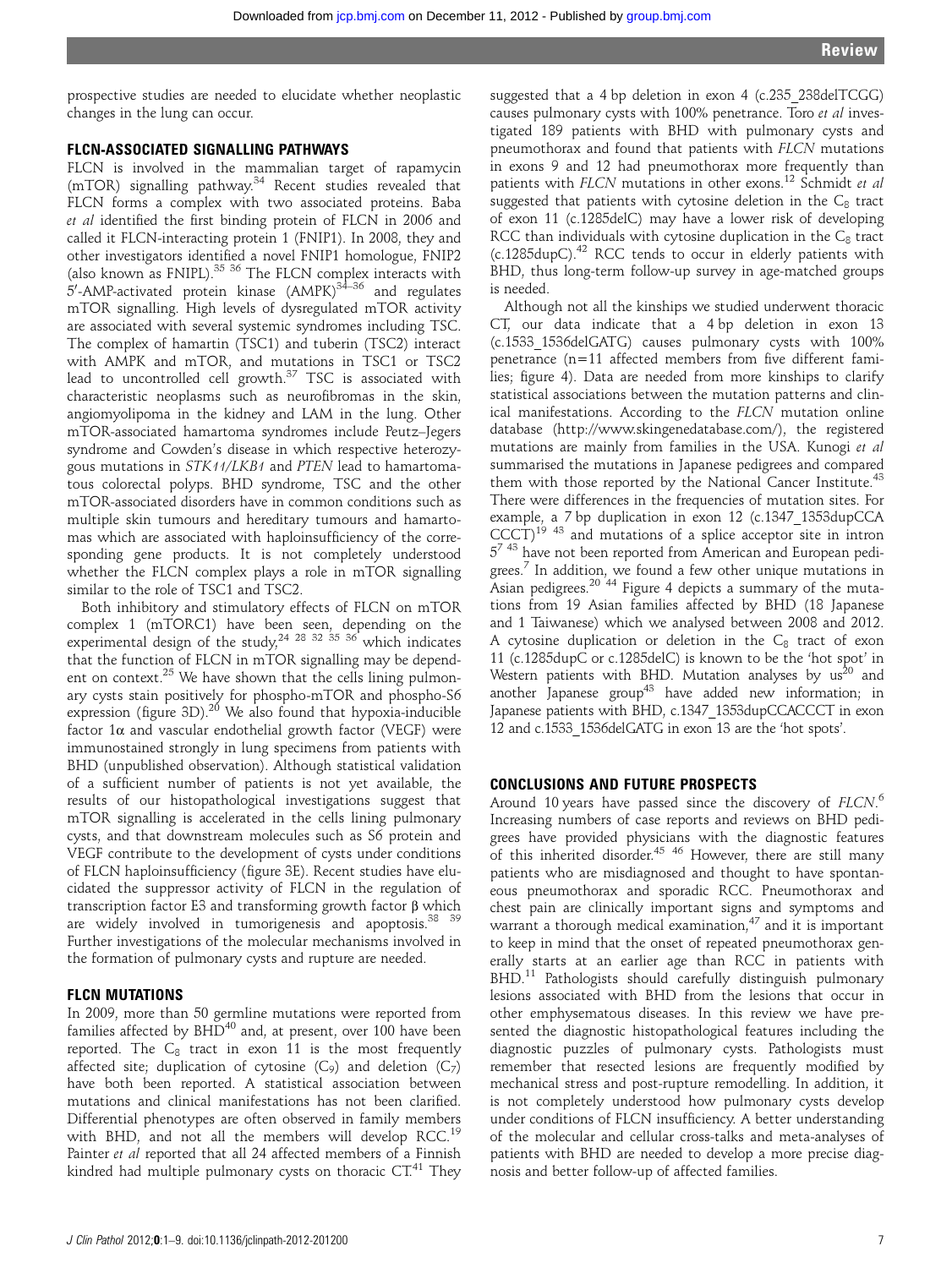prospective studies are needed to elucidate whether neoplastic changes in the lung can occur.

## FLCN-ASSOCIATED SIGNALLING PATHWAYS

FLCN is involved in the mammalian target of rapamycin (mTOR) signalling pathway.[34] Recent studies revealed that FLCN forms a complex with two associated proteins. Baba *et al* identified the first binding protein of FLCN in 2006 and called it FLCN-interacting protein 1 (FNIP1). In 2008, they and other investigators identified a novel FNIP1 homologue, FNIP2 (also known as FNIPL).[35 36] The FLCN complex interacts with 5′-AMP-activated protein kinase (AMPK)[34–36] and regulates mTOR signalling. High levels of dysregulated mTOR activity are associated with several systemic syndromes including TSC. The complex of hamartin (TSC1) and tuberin (TSC2) interact with AMPK and mTOR, and mutations in TSC1 or TSC2 lead to uncontrolled cell growth.[37] TSC is associated with characteristic neoplasms such as neurofibromas in the skin, angiomyolipoma in the kidney and LAM in the lung. Other mTOR-associated hamartoma syndromes include Peutz–Jegers syndrome and Cowden's disease in which respective heterozygous mutations in *STK11/LKB1* and *PTEN* lead to hamartomatous colorectal polyps. BHD syndrome, TSC and the other mTOR-associated disorders have in common conditions such as multiple skin tumours and hereditary tumours and hamartomas which are associated with haploinsufficiency of the corresponding gene products. It is not completely understood whether the FLCN complex plays a role in mTOR signalling similar to the role of TSC1 and TSC2.

Both inhibitory and stimulatory effects of FLCN on mTOR complex 1 (mTORC1) have been seen, depending on the experimental design of the study,[24 28 32 35 36] which indicates that the function of FLCN in mTOR signalling may be dependent on context.[25] We have shown that the cells lining pulmonary cysts stain positively for phospho-mTOR and phospho-S6 expression (figure 3D).[20] We also found that hypoxia-inducible factor 1α and vascular endothelial growth factor (VEGF) were immunostained strongly in lung specimens from patients with BHD (unpublished observation). Although statistical validation of a sufficient number of patients is not yet available, the results of our histopathological investigations suggest that mTOR signalling is accelerated in the cells lining pulmonary cysts, and that downstream molecules such as S6 protein and VEGF contribute to the development of cysts under conditions of FLCN haploinsufficiency (figure 3E). Recent studies have elucidated the suppressor activity of FLCN in the regulation of transcription factor E3 and transforming growth factor β which are widely involved in tumorigenesis and apoptosis.[38 39] Further investigations of the molecular mechanisms involved in the formation of pulmonary cysts and rupture are needed.

## FLCN MUTATIONS

In 2009, more than 50 germline mutations were reported from families affected by BHD[40] and, at present, over 100 have been reported. The $C_8$ tract in exon 11 is the most frequently affected site; duplication of cytosine ($C_9$) and deletion ($C_7$) have both been reported. A statistical association between mutations and clinical manifestations has not been clarified. Differential phenotypes are often observed in family members with BHD, and not all the members will develop RCC.[19] Painter *et al* reported that all 24 affected members of a Finnish kindred had multiple pulmonary cysts on thoracic CT.[41] They suggested that a 4 bp deletion in exon 4 (c.235_238delTCGG) causes pulmonary cysts with 100% penetrance. Toro *et al* investigated 189 patients with BHD with pulmonary cysts and pneumothorax and found that patients with *FLCN* mutations in exons 9 and 12 had pneumothorax more frequently than patients with *FLCN* mutations in other exons.[12] Schmidt *et al* suggested that patients with cytosine deletion in the $C_8$ tract of exon 11 (c.1285delC) may have a lower risk of developing RCC than individuals with cytosine duplication in the $C_8$ tract (c.1285dupC).[42] RCC tends to occur in elderly patients with BHD, thus long-term follow-up survey in age-matched groups is needed.

Although not all the kinships we studied underwent thoracic CT, our data indicate that a 4 bp deletion in exon 13 (c.1533_1536delGATG) causes pulmonary cysts with 100% penetrance (n=11 affected members from five different families; figure 4). Data are needed from more kinships to clarify statistical associations between the mutation patterns and clinical manifestations. According to the *FLCN* mutation online database (http://www.skingenedatabase.com/), the registered mutations are mainly from families in the USA. Kunogi *et al* summarised the mutations in Japanese pedigrees and compared them with those reported by the National Cancer Institute.[43] There were differences in the frequencies of mutation sites. For example, a 7 bp duplication in exon 12 (c.1347_1353dupCCACCCT)[19 43] and mutations of a splice acceptor site in intron 5[7 43] have not been reported from American and European pedigrees.[7] In addition, we found a few other unique mutations in Asian pedigrees.[20 44] Figure 4 depicts a summary of the mutations from 19 Asian families affected by BHD (18 Japanese and 1 Taiwanese) which we analysed between 2008 and 2012. A cytosine duplication or deletion in the $C_8$ tract of exon 11 (c.1285dupC or c.1285delC) is known to be the 'hot spot' in Western patients with BHD. Mutation analyses by us[20] and another Japanese group[43] have added new information; in Japanese patients with BHD, c.1347_1353dupCCACCCT in exon 12 and c.1533_1536delGATG in exon 13 are the 'hot spots'.

## CONCLUSIONS AND FUTURE PROSPECTS

Around 10 years have passed since the discovery of *FLCN*.[6] Increasing numbers of case reports and reviews on BHD pedigrees have provided physicians with the diagnostic features of this inherited disorder.[45 46] However, there are still many patients who are misdiagnosed and thought to have spontaneous pneumothorax and sporadic RCC. Pneumothorax and chest pain are clinically important signs and symptoms and warrant a thorough medical examination,[47] and it is important to keep in mind that the onset of repeated pneumothorax generally starts at an earlier age than RCC in patients with BHD.[11] Pathologists should carefully distinguish pulmonary lesions associated with BHD from the lesions that occur in other emphysematous diseases. In this review we have presented the diagnostic histopathological features including the diagnostic puzzles of pulmonary cysts. Pathologists must remember that resected lesions are frequently modified by mechanical stress and post-rupture remodelling. In addition, it is not completely understood how pulmonary cysts develop under conditions of FLCN insufficiency. A better understanding of the molecular and cellular cross-talks and meta-analyses of patients with BHD are needed to develop a more precise diagnosis and better follow-up of affected families.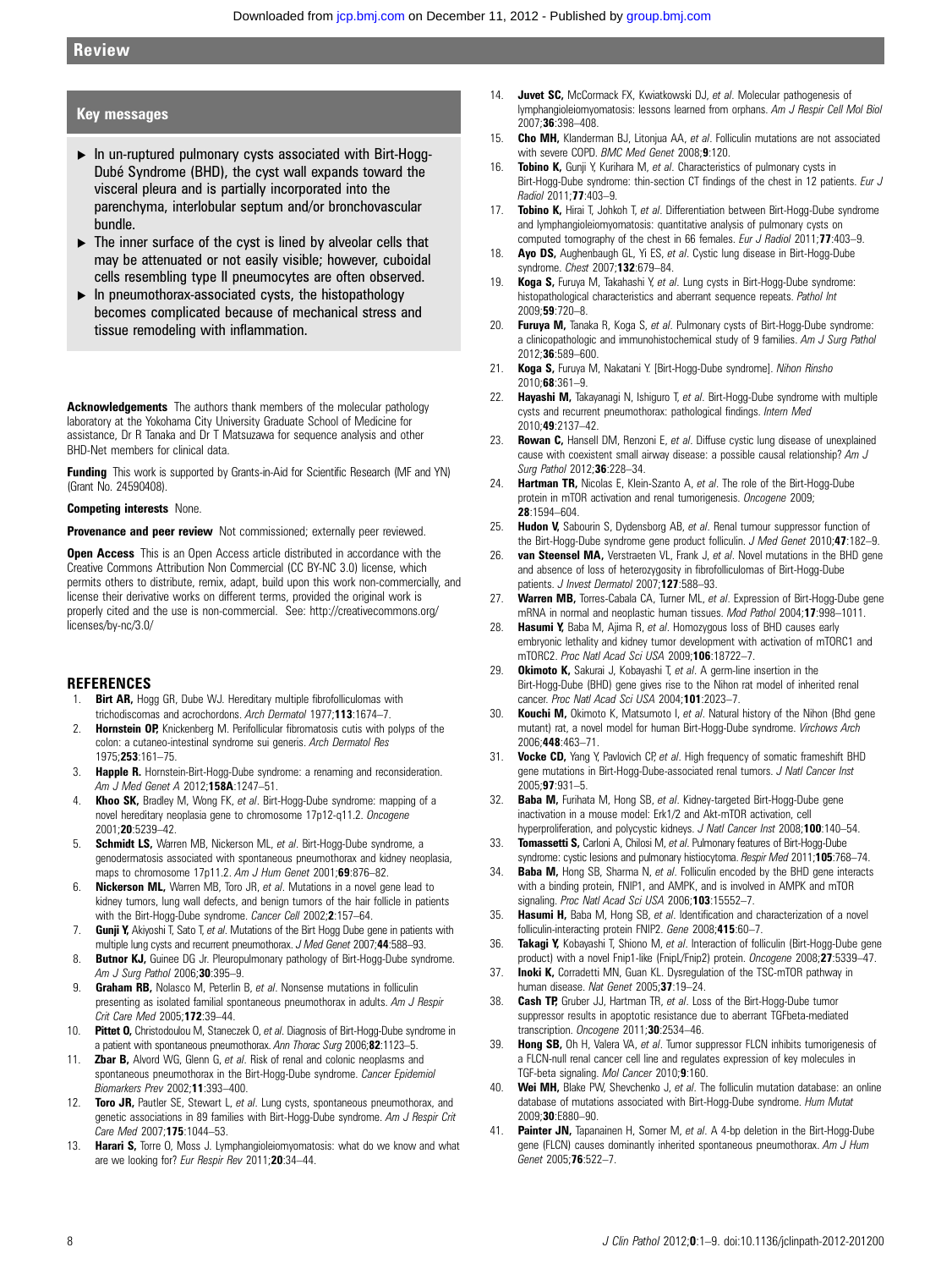## Key messages

- In un-ruptured pulmonary cysts associated with Birt-Hogg-Dubé Syndrome (BHD), the cyst wall expands toward the visceral pleura and is partially incorporated into the parenchyma, interlobular septum and/or bronchovascular bundle.
- The inner surface of the cyst is lined by alveolar cells that may be attenuated or not easily visible; however, cuboidal cells resembling type II pneumocytes are often observed.
- In pneumothorax-associated cysts, the histopathology becomes complicated because of mechanical stress and tissue remodeling with inflammation.

**Acknowledgements** The authors thank members of the molecular pathology laboratory at the Yokohama City University Graduate School of Medicine for assistance, Dr R Tanaka and Dr T Matsuzawa for sequence analysis and other BHD-Net members for clinical data.

**Funding** This work is supported by Grants-in-Aid for Scientific Research (MF and YN) (Grant No. 24590408).

**Competing interests** None.

**Provenance and peer review** Not commissioned; externally peer reviewed.

**Open Access** This is an Open Access article distributed in accordance with the Creative Commons Attribution Non Commercial (CC BY-NC 3.0) license, which permits others to distribute, remix, adapt, build upon this work non-commercially, and license their derivative works on different terms, provided the original work is properly cited and the use is non-commercial. See: http://creativecommons.org/licenses/by-nc/3.0/

## REFERENCES

1. **Birt AR,** Hogg GR, Dube WJ. Hereditary multiple fibrofolliculomas with trichodiscomas and acrochordons. *Arch Dermatol* 1977;**113**:1674–7.
2. **Hornstein OP,** Knickenberg M. Perifollicular fibromatosis cutis with polyps of the colon: a cutaneo-intestinal syndrome sui generis. *Arch Dermatol Res* 1975;**253**:161–75.
3. **Happle R.** Hornstein-Birt-Hogg-Dube syndrome: a renaming and reconsideration. *Am J Med Genet A* 2012;**158A**:1247–51.
4. **Khoo SK,** Bradley M, Wong FK, *et al*. Birt-Hogg-Dube syndrome: mapping of a novel hereditary neoplasia gene to chromosome 17p12-q11.2. *Oncogene* 2001;**20**:5239–42.
5. **Schmidt LS,** Warren MB, Nickerson ML, *et al*. Birt-Hogg-Dube syndrome, a genodermatosis associated with spontaneous pneumothorax and kidney neoplasia, maps to chromosome 17p11.2. *Am J Hum Genet* 2001;**69**:876–82.
6. **Nickerson ML,** Warren MB, Toro JR, *et al*. Mutations in a novel gene lead to kidney tumors, lung wall defects, and benign tumors of the hair follicle in patients with the Birt-Hogg-Dube syndrome. *Cancer Cell* 2002;**2**:157–64.
7. **Gunji Y,** Akiyoshi T, Sato T, *et al*. Mutations of the Birt Hogg Dube gene in patients with multiple lung cysts and recurrent pneumothorax. *J Med Genet* 2007;**44**:588–93.
8. **Butnor KJ,** Guinee DG Jr. Pleuropulmonary pathology of Birt-Hogg-Dube syndrome. *Am J Surg Pathol* 2006;**30**:395–9.
9. **Graham RB,** Nolasco M, Peterlin B, *et al*. Nonsense mutations in folliculin presenting as isolated familial spontaneous pneumothorax in adults. *Am J Respir Crit Care Med* 2005;**172**:39–44.
10. **Pittet O,** Christodoulou M, Staneczek O, *et al*. Diagnosis of Birt-Hogg-Dube syndrome in a patient with spontaneous pneumothorax. *Ann Thorac Surg* 2006;**82**:1123–5.
11. **Zbar B,** Alvord WG, Glenn G, *et al*. Risk of renal and colonic neoplasms and spontaneous pneumothorax in the Birt-Hogg-Dube syndrome. *Cancer Epidemiol Biomarkers Prev* 2002;**11**:393–400.
12. **Toro JR,** Pautler SE, Stewart L, *et al*. Lung cysts, spontaneous pneumothorax, and genetic associations in 89 families with Birt-Hogg-Dube syndrome. *Am J Respir Crit Care Med* 2007;**175**:1044–53.
13. **Harari S,** Torre O, Moss J. Lymphangioleiomyomatosis: what do we know and what are we looking for? *Eur Respir Rev* 2011;**20**:34–44.
14. **Juvet SC,** McCormack FX, Kwiatkowski DJ, *et al*. Molecular pathogenesis of lymphangioleiomyomatosis: lessons learned from orphans. *Am J Respir Cell Mol Biol* 2007;**36**:398–408.
15. **Cho MH,** Klanderman BJ, Litonjua AA, *et al*. Folliculin mutations are not associated with severe COPD. *BMC Med Genet* 2008;**9**:120.
16. **Tobino K,** Gunji Y, Kurihara M, *et al*. Characteristics of pulmonary cysts in Birt-Hogg-Dube syndrome: thin-section CT findings of the chest in 12 patients. *Eur J Radiol* 2011;**77**:403–9.
17. **Tobino K,** Hirai T, Johkoh T, *et al*. Differentiation between Birt-Hogg-Dube syndrome and lymphangioleiomyomatosis: quantitative analysis of pulmonary cysts on computed tomography of the chest in 66 females. *Eur J Radiol* 2011;**77**:403–9.
18. **Ayo DS,** Aughenbaugh GL, Yi ES, *et al*. Cystic lung disease in Birt-Hogg-Dube syndrome. *Chest* 2007;**132**:679–84.
19. **Koga S,** Furuya M, Takahashi Y, *et al*. Lung cysts in Birt-Hogg-Dube syndrome: histopathological characteristics and aberrant sequence repeats. *Pathol Int* 2009;**59**:720–8.
20. **Furuya M,** Tanaka R, Koga S, *et al*. Pulmonary cysts of Birt-Hogg-Dube syndrome: a clinicopathologic and immunohistochemical study of 9 families. *Am J Surg Pathol* 2012;**36**:589–600.
21. **Koga S,** Furuya M, Nakatani Y. [Birt-Hogg-Dube syndrome]. *Nihon Rinsho* 2010;**68**:361–9.
22. **Hayashi M,** Takayanagi N, Ishiguro T, *et al*. Birt-Hogg-Dube syndrome with multiple cysts and recurrent pneumothorax: pathological findings. *Intern Med* 2010;**49**:2137–42.
23. **Rowan C,** Hansell DM, Renzoni E, *et al*. Diffuse cystic lung disease of unexplained cause with coexistent small airway disease: a possible causal relationship? *Am J Surg Pathol* 2012;**36**:228–34.
24. **Hartman TR,** Nicolas E, Klein-Szanto A, *et al*. The role of the Birt-Hogg-Dube protein in mTOR activation and renal tumorigenesis. *Oncogene* 2009;**28**:1594–604.
25. **Hudon V,** Sabourin S, Dydensborg AB, *et al*. Renal tumour suppressor function of the Birt-Hogg-Dube syndrome gene product folliculin. *J Med Genet* 2010;**47**:182–9.
26. **van Steensel MA,** Verstraeten VL, Frank J, *et al*. Novel mutations in the BHD gene and absence of loss of heterozygosity in fibrofolliculomas of Birt-Hogg-Dube patients. *J Invest Dermatol* 2007;**127**:588–93.
27. **Warren MB,** Torres-Cabala CA, Turner ML, *et al*. Expression of Birt-Hogg-Dube gene mRNA in normal and neoplastic human tissues. *Mod Pathol* 2004;**17**:998–1011.
28. **Hasumi Y,** Baba M, Ajima R, *et al*. Homozygous loss of BHD causes early embryonic lethality and kidney tumor development with activation of mTORC1 and mTORC2. *Proc Natl Acad Sci USA* 2009;**106**:18722–7.
29. **Okimoto K,** Sakurai J, Kobayashi T, *et al*. A germ-line insertion in the Birt-Hogg-Dube (BHD) gene gives rise to the Nihon rat model of inherited renal cancer. *Proc Natl Acad Sci USA* 2004;**101**:2023–7.
30. **Kouchi M,** Okimoto K, Matsumoto I, *et al*. Natural history of the Nihon (Bhd gene mutant) rat, a novel model for human Birt-Hogg-Dube syndrome. *Virchows Arch* 2006;**448**:463–71.
31. **Vocke CD,** Yang Y, Pavlovich CP, *et al*. High frequency of somatic frameshift BHD gene mutations in Birt-Hogg-Dube-associated renal tumors. *J Natl Cancer Inst* 2005;**97**:931–5.
32. **Baba M,** Furihata M, Hong SB, *et al*. Kidney-targeted Birt-Hogg-Dube gene inactivation in a mouse model: Erk1/2 and Akt-mTOR activation, cell hyperproliferation, and polycystic kidneys. *J Natl Cancer Inst* 2008;**100**:140–54.
33. **Tomassetti S,** Carloni A, Chilosi M, *et al*. Pulmonary features of Birt-Hogg-Dube syndrome: cystic lesions and pulmonary histiocytoma. *Respir Med* 2011;**105**:768–74.
34. **Baba M,** Hong SB, Sharma N, *et al*. Folliculin encoded by the BHD gene interacts with a binding protein, FNIP1, and AMPK, and is involved in AMPK and mTOR signaling. *Proc Natl Acad Sci USA* 2006;**103**:15552–7.
35. **Hasumi H,** Baba M, Hong SB, *et al*. Identification and characterization of a novel folliculin-interacting protein FNIP2. *Gene* 2008;**415**:60–7.
36. **Takagi Y,** Kobayashi T, Shiono M, *et al*. Interaction of folliculin (Birt-Hogg-Dube gene product) with a novel Fnip1-like (FnipL/Fnip2) protein. *Oncogene* 2008;**27**:5339–47.
37. **Inoki K,** Corradetti MN, Guan KL. Dysregulation of the TSC-mTOR pathway in human disease. *Nat Genet* 2005;**37**:19–24.
38. **Cash TP,** Gruber JJ, Hartman TR, *et al*. Loss of the Birt-Hogg-Dube tumor suppressor results in apoptotic resistance due to aberrant TGFbeta-mediated transcription. *Oncogene* 2011;**30**:2534–46.
39. **Hong SB,** Oh H, Valera VA, *et al*. Tumor suppressor FLCN inhibits tumorigenesis of a FLCN-null renal cancer cell line and regulates expression of key molecules in TGF-beta signaling. *Mol Cancer* 2010;**9**:160.
40. **Wei MH,** Blake PW, Shevchenko J, *et al*. The folliculin mutation database: an online database of mutations associated with Birt-Hogg-Dube syndrome. *Hum Mutat* 2009;**30**:E880–90.
41. **Painter JN,** Tapanainen H, Somer M, *et al*. A 4-bp deletion in the Birt-Hogg-Dube gene (FLCN) causes dominantly inherited spontaneous pneumothorax. *Am J Hum Genet* 2005;**76**:522–7.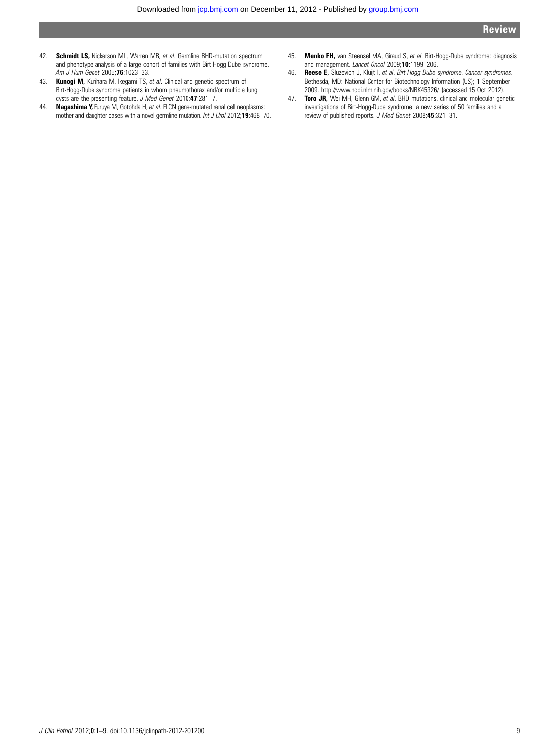42. **Schmidt LS,** Nickerson ML, Warren MB, *et al*. Germline BHD-mutation spectrum and phenotype analysis of a large cohort of families with Birt-Hogg-Dube syndrome. *Am J Hum Genet* 2005;**76**:1023–33.
43. **Kunogi M,** Kurihara M, Ikegami TS, *et al*. Clinical and genetic spectrum of Birt-Hogg-Dube syndrome patients in whom pneumothorax and/or multiple lung cysts are the presenting feature. *J Med Genet* 2010;**47**:281–7.
44. **Nagashima Y,** Furuya M, Gotohda H, *et al*. FLCN gene-mutated renal cell neoplasms: mother and daughter cases with a novel germline mutation. *Int J Urol* 2012;**19**:468–70.
45. **Menko FH,** van Steensel MA, Giraud S, *et al*. Birt-Hogg-Dube syndrome: diagnosis and management. *Lancet Oncol* 2009;**10**:1199–206.
46. **Reese E,** Sluzevich J, Kluijt I, *et al*. *Birt-Hogg-Dube syndrome. Cancer syndromes*. Bethesda, MD: National Center for Biotechnology Information (US); 1 September 2009. http://www.ncbi.nlm.nih.gov/books/NBK45326/ (accessed 15 Oct 2012).
47. **Toro JR,** Wei MH, Glenn GM, *et al*. BHD mutations, clinical and molecular genetic investigations of Birt-Hogg-Dube syndrome: a new series of 50 families and a review of published reports. *J Med Genet* 2008;**45**:321–31.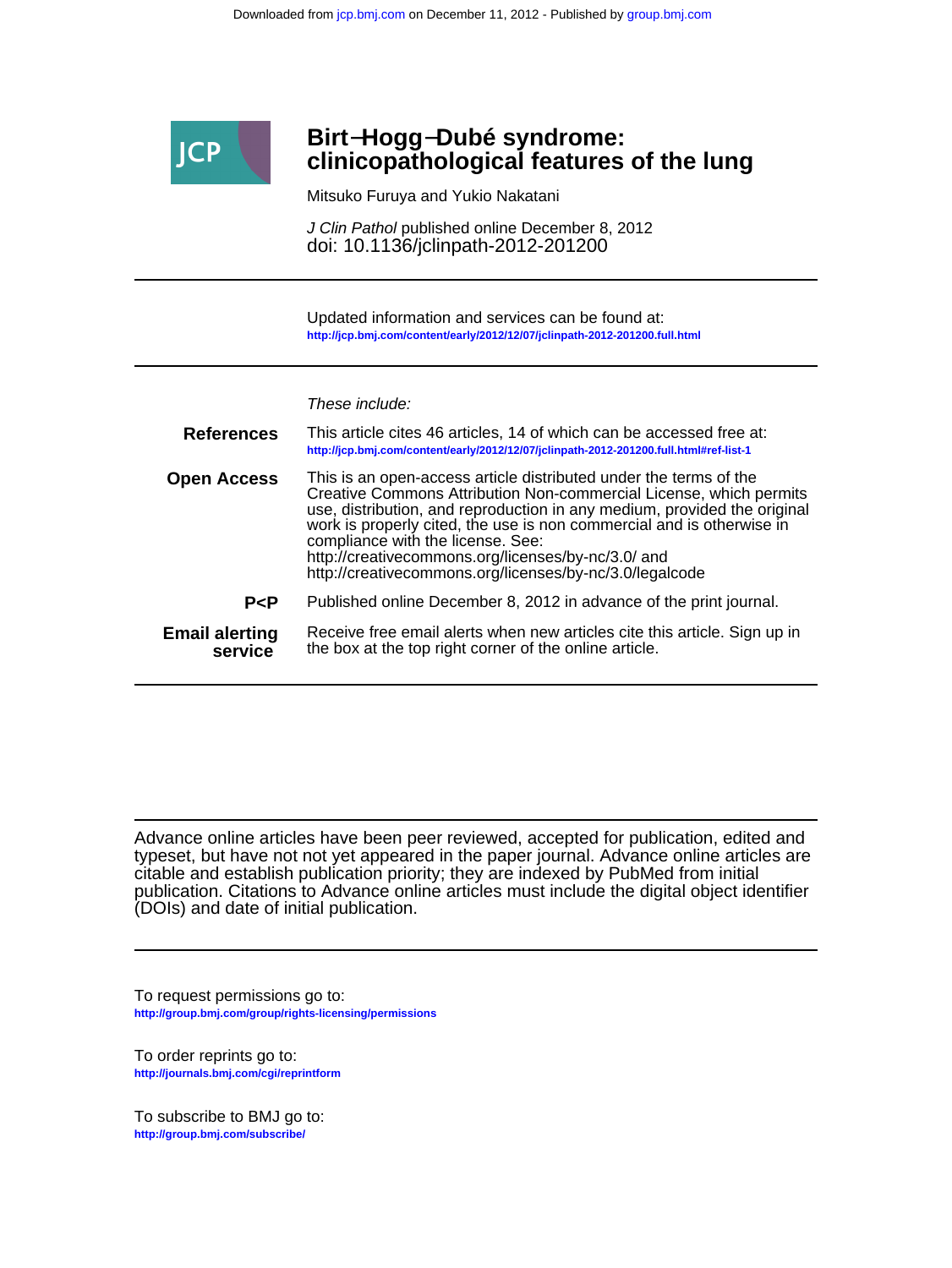# Birt–Hogg–Dubé syndrome: clinicopathological features of the lung

Mitsuko Furuya and Yukio Nakatani

*J Clin Pathol* published online December 8, 2012
doi: 10.1136/jclinpath-2012-201200

---

Updated information and services can be found at:
http://jcp.bmj.com/content/early/2012/12/07/jclinpath-2012-201200.full.html

---

*These include:*

**References** This article cites 46 articles, 14 of which can be accessed free at:
http://jcp.bmj.com/content/early/2012/12/07/jclinpath-2012-201200.full.html#ref-list-1

**Open Access** This is an open-access article distributed under the terms of the Creative Commons Attribution Non-commercial License, which permits use, distribution, and reproduction in any medium, provided the original work is properly cited, the use is non commercial and is otherwise in compliance with the license. See:
http://creativecommons.org/licenses/by-nc/3.0/ and
http://creativecommons.org/licenses/by-nc/3.0/legalcode

**P<P** Published online December 8, 2012 in advance of the print journal.

**Email alerting service** Receive free email alerts when new articles cite this article. Sign up in the box at the top right corner of the online article.

---

Advance online articles have been peer reviewed, accepted for publication, edited and typeset, but have not not yet appeared in the paper journal. Advance online articles are citable and establish publication priority; they are indexed by PubMed from initial publication. Citations to Advance online articles must include the digital object identifier (DOIs) and date of initial publication.

---

To request permissions go to:
http://group.bmj.com/group/rights-licensing/permissions

To order reprints go to:
http://journals.bmj.com/cgi/reprintform

To subscribe to BMJ go to:
http://group.bmj.com/subscribe/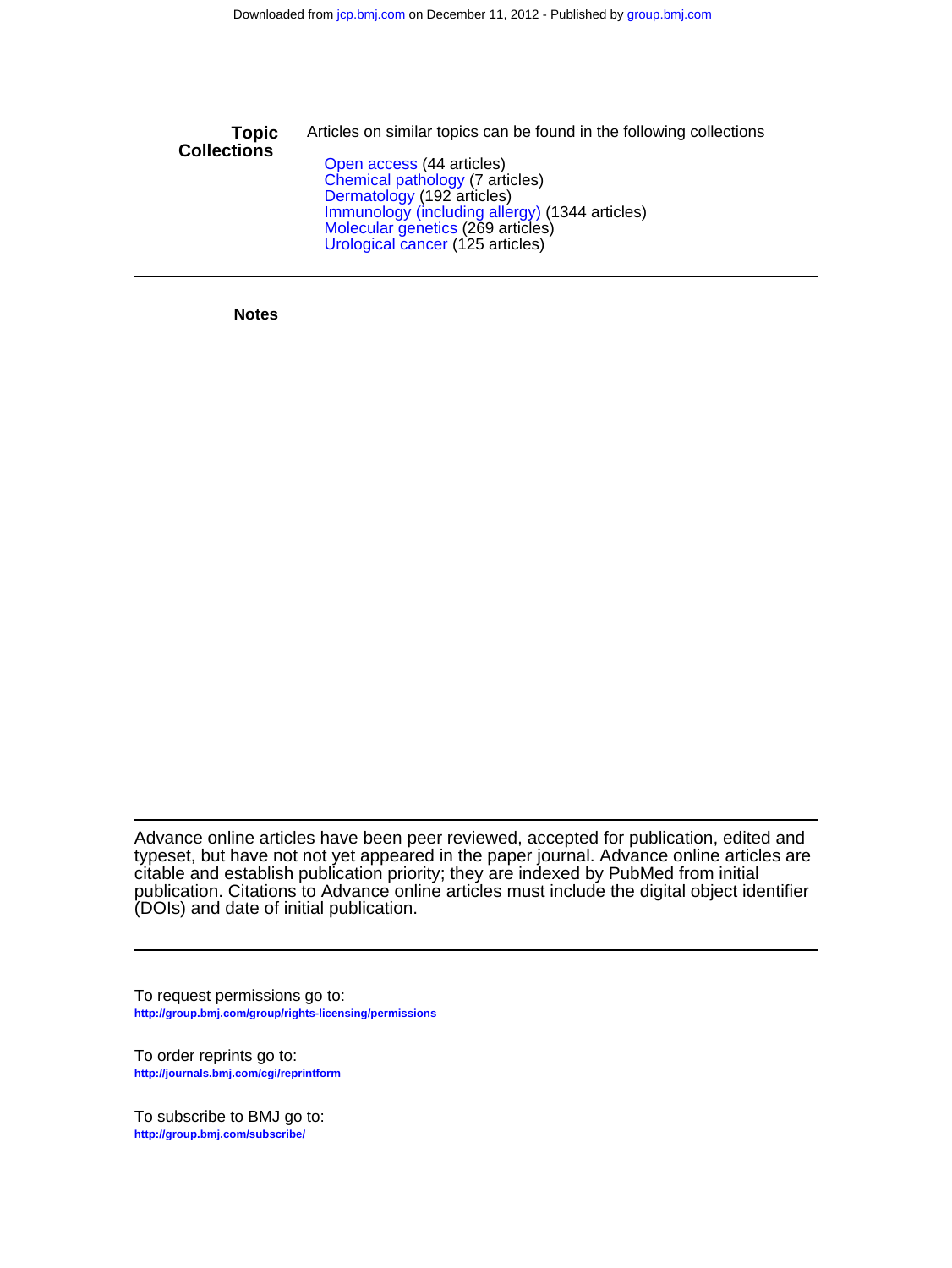**Topic Collections**

Articles on similar topics can be found in the following collections

- Open access (44 articles)
- Chemical pathology (7 articles)
- Dermatology (192 articles)
- Immunology (including allergy) (1344 articles)
- Molecular genetics (269 articles)
- Urological cancer (125 articles)

---

**Notes**

---

Advance online articles have been peer reviewed, accepted for publication, edited and typeset, but have not not yet appeared in the paper journal. Advance online articles are citable and establish publication priority; they are indexed by PubMed from initial publication. Citations to Advance online articles must include the digital object identifier (DOIs) and date of initial publication.

---

To request permissions go to:
**http://group.bmj.com/group/rights-licensing/permissions**

To order reprints go to:
**http://journals.bmj.com/cgi/reprintform**

To subscribe to BMJ go to:
**http://group.bmj.com/subscribe/**